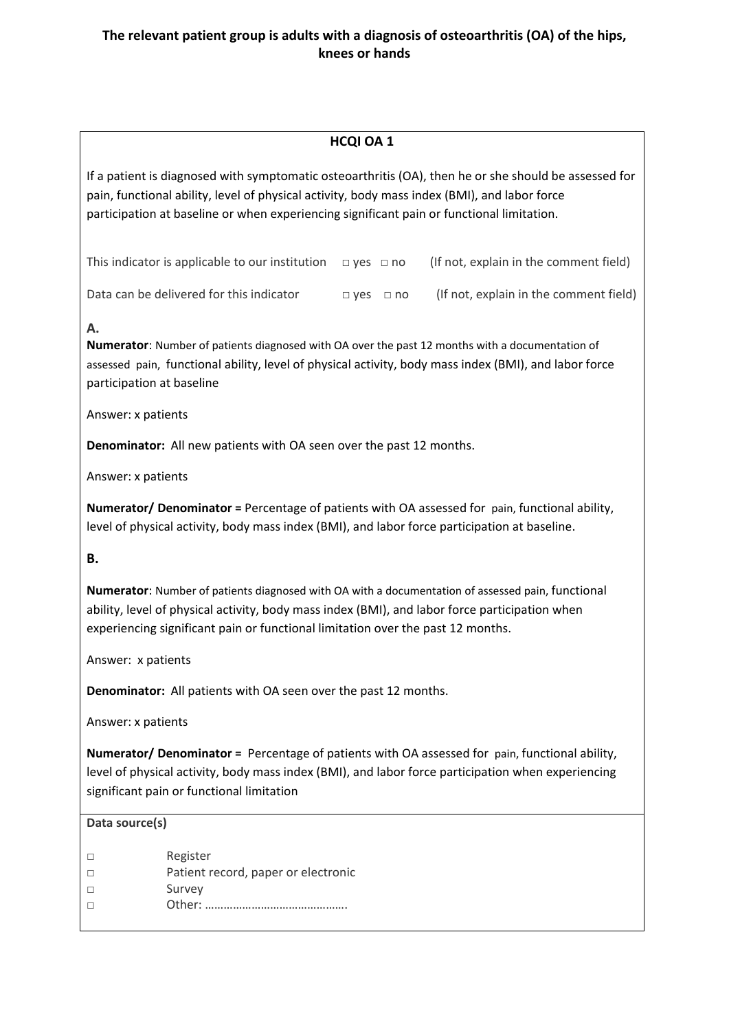**The relevant patient group is adults with a diagnosis of osteoarthritis (OA) of the hips, knees or hands**

## HCQI OA 1

If a patient is diagnosed with symptomatic osteoarthritis (OA), then he or she should be assessed for pain, functional ability, level of physical activity, body mass index (BMI), and labor force participation at baseline or when experiencing significant pain or functional limitation.

This indicator is applicable to our institution □ yes □ no (If not, explain in the comment field)

Data can be delivered for this indicator □ yes □ no (If not, explain in the comment field)

**A.**

**Numerator**: Number of patients diagnosed with OA over the past 12 months with a documentation of assessed pain, functional ability, level of physical activity, body mass index (BMI), and labor force participation at baseline

Answer: x patients

**Denominator:** All new patients with OA seen over the past 12 months.

Answer: x patients

**Numerator/ Denominator =** Percentage of patients with OA assessed for pain, functional ability, level of physical activity, body mass index (BMI), and labor force participation at baseline.

**B.**

**Numerator**: Number of patients diagnosed with OA with a documentation of assessed pain, functional ability, level of physical activity, body mass index (BMI), and labor force participation when experiencing significant pain or functional limitation over the past 12 months.

Answer: x patients

**Denominator:** All patients with OA seen over the past 12 months.

Answer: x patients

**Numerator/ Denominator =** Percentage of patients with OA assessed for pain, functional ability, level of physical activity, body mass index (BMI), and labor force participation when experiencing significant pain or functional limitation

**Data source(s)**

- □ Register
- □ Patient record, paper or electronic
- □ Survey
- □ Other: ……………………………………….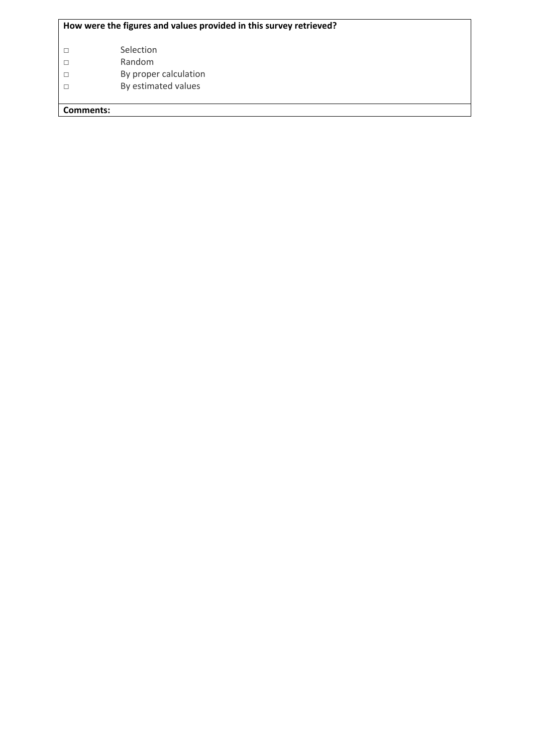**How were the figures and values provided in this survey retrieved?**

□ Selection
□ Random
□ By proper calculation
□ By estimated values

**Comments:**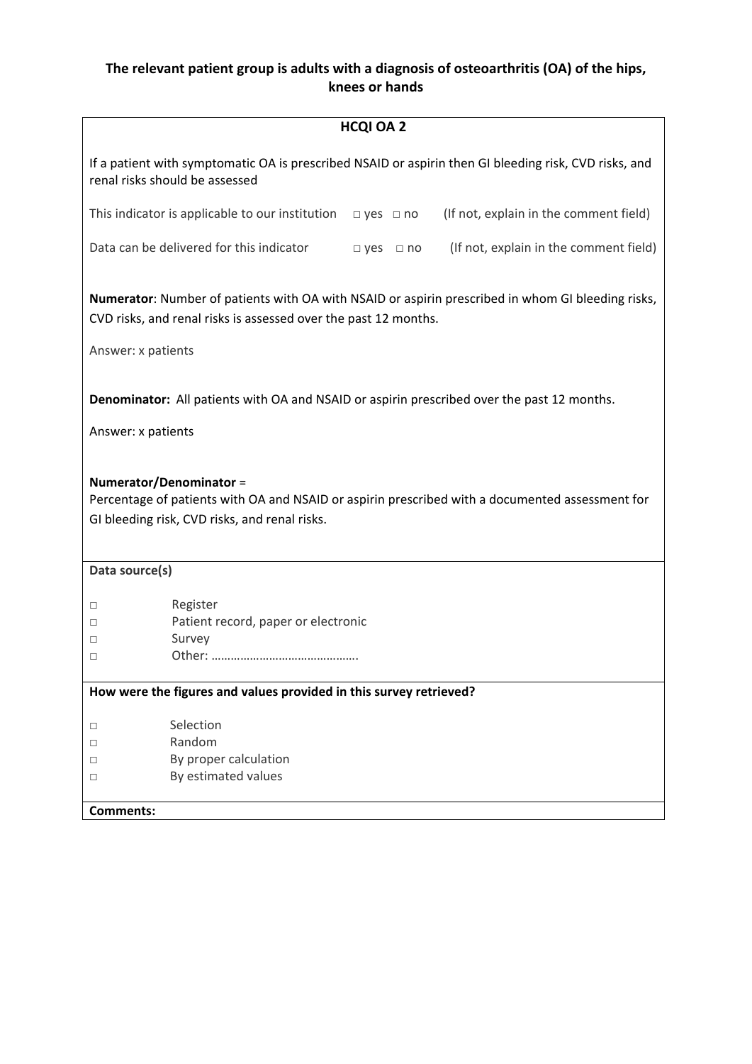**The relevant patient group is adults with a diagnosis of osteoarthritis (OA) of the hips, knees or hands**

## HCQI OA 2

If a patient with symptomatic OA is prescribed NSAID or aspirin then GI bleeding risk, CVD risks, and renal risks should be assessed

This indicator is applicable to our institution □ yes □ no (If not, explain in the comment field)

Data can be delivered for this indicator □ yes □ no (If not, explain in the comment field)

**Numerator**: Number of patients with OA with NSAID or aspirin prescribed in whom GI bleeding risks, CVD risks, and renal risks is assessed over the past 12 months.

Answer: x patients

**Denominator:** All patients with OA and NSAID or aspirin prescribed over the past 12 months.

Answer: x patients

**Numerator/Denominator** =
Percentage of patients with OA and NSAID or aspirin prescribed with a documented assessment for GI bleeding risk, CVD risks, and renal risks.

**Data source(s)**

- □ Register
- □ Patient record, paper or electronic
- □ Survey
- □ Other: ……………………………………….

**How were the figures and values provided in this survey retrieved?**

- □ Selection
- □ Random
- □ By proper calculation
- □ By estimated values

**Comments:**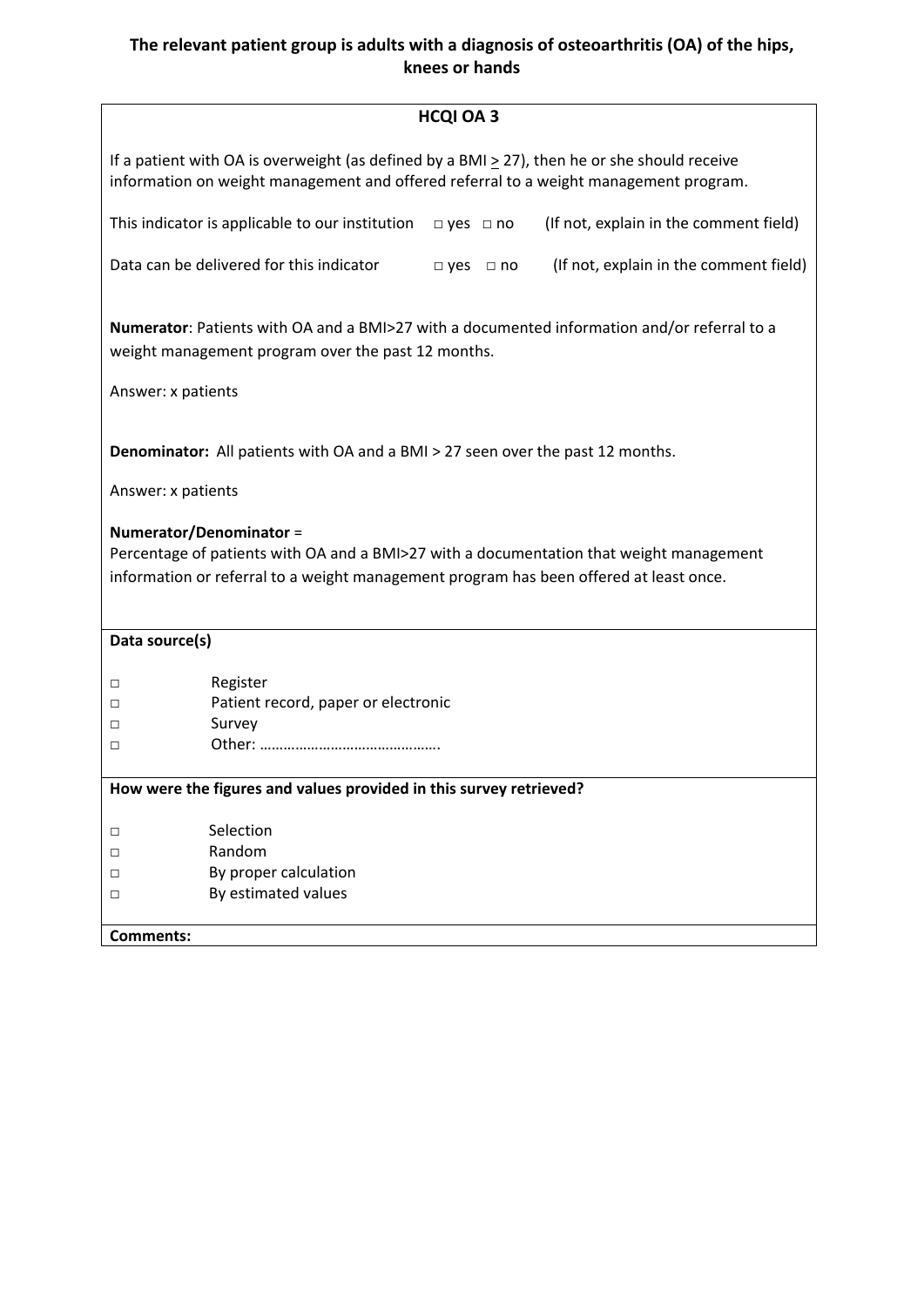**The relevant patient group is adults with a diagnosis of osteoarthritis (OA) of the hips, knees or hands**

## HCQI OA 3

If a patient with OA is overweight (as defined by a BMI ≥ 27), then he or she should receive information on weight management and offered referral to a weight management program.

This indicator is applicable to our institution □ yes □ no (If not, explain in the comment field)

Data can be delivered for this indicator □ yes □ no (If not, explain in the comment field)

**Numerator**: Patients with OA and a BMI>27 with a documented information and/or referral to a weight management program over the past 12 months.

Answer: x patients

**Denominator:** All patients with OA and a BMI > 27 seen over the past 12 months.

Answer: x patients

**Numerator/Denominator** =
Percentage of patients with OA and a BMI>27 with a documentation that weight management information or referral to a weight management program has been offered at least once.

**Data source(s)**

- □ Register
- □ Patient record, paper or electronic
- □ Survey
- □ Other: ……………………………………….

**How were the figures and values provided in this survey retrieved?**

- □ Selection
- □ Random
- □ By proper calculation
- □ By estimated values

**Comments:**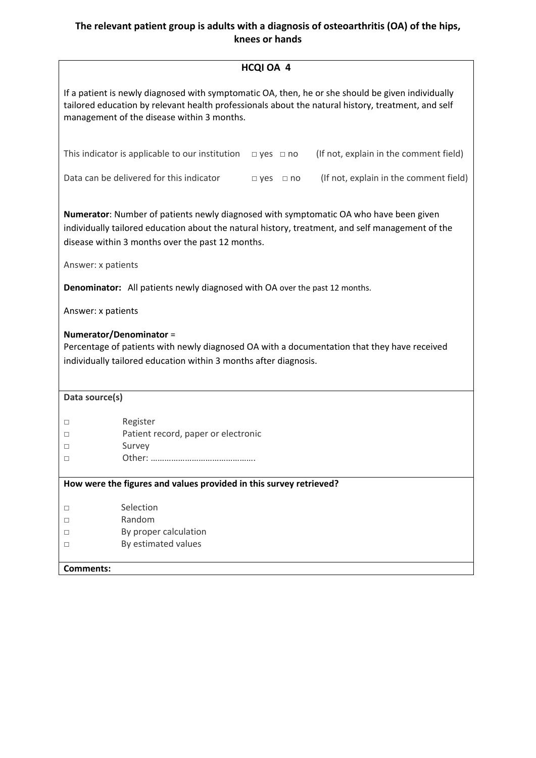**The relevant patient group is adults with a diagnosis of osteoarthritis (OA) of the hips, knees or hands**

**HCQI OA 4**

If a patient is newly diagnosed with symptomatic OA, then, he or she should be given individually tailored education by relevant health professionals about the natural history, treatment, and self management of the disease within 3 months.

This indicator is applicable to our institution □ yes □ no (If not, explain in the comment field)

Data can be delivered for this indicator □ yes □ no (If not, explain in the comment field)

**Numerator**: Number of patients newly diagnosed with symptomatic OA who have been given individually tailored education about the natural history, treatment, and self management of the disease within 3 months over the past 12 months.

Answer: x patients

**Denominator:** All patients newly diagnosed with OA over the past 12 months.

Answer: x patients

**Numerator/Denominator** =
Percentage of patients with newly diagnosed OA with a documentation that they have received individually tailored education within 3 months after diagnosis.

**Data source(s)**

- □ Register
- □ Patient record, paper or electronic
- □ Survey
- □ Other: ……………………………………….

**How were the figures and values provided in this survey retrieved?**

- □ Selection
- □ Random
- □ By proper calculation
- □ By estimated values

**Comments:**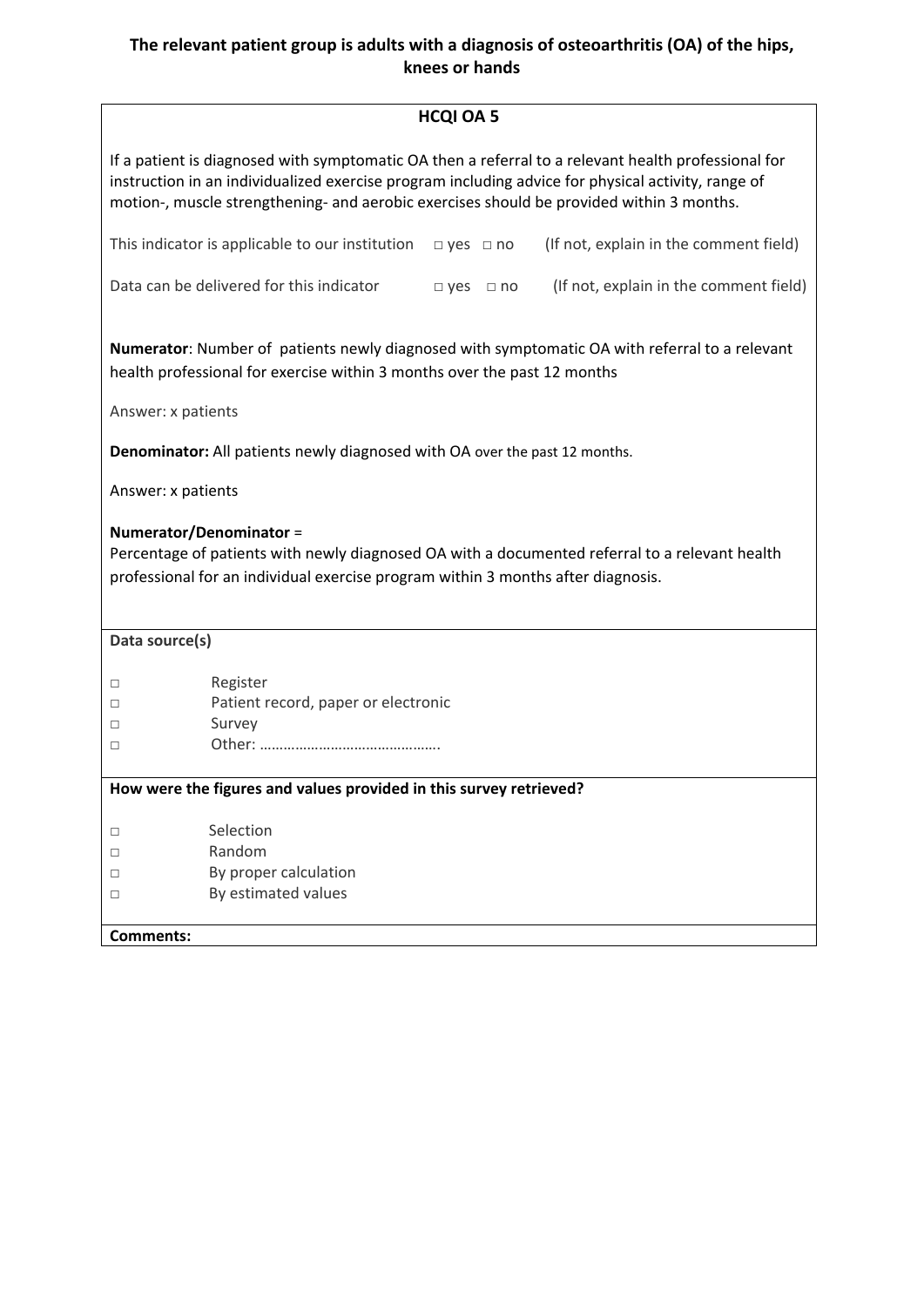**The relevant patient group is adults with a diagnosis of osteoarthritis (OA) of the hips, knees or hands**

## HCQI OA 5

If a patient is diagnosed with symptomatic OA then a referral to a relevant health professional for instruction in an individualized exercise program including advice for physical activity, range of motion-, muscle strengthening- and aerobic exercises should be provided within 3 months.

This indicator is applicable to our institution □ yes □ no (If not, explain in the comment field)

Data can be delivered for this indicator □ yes □ no (If not, explain in the comment field)

**Numerator**: Number of patients newly diagnosed with symptomatic OA with referral to a relevant health professional for exercise within 3 months over the past 12 months

Answer: x patients

**Denominator:** All patients newly diagnosed with OA over the past 12 months.

Answer: x patients

**Numerator/Denominator** =
Percentage of patients with newly diagnosed OA with a documented referral to a relevant health professional for an individual exercise program within 3 months after diagnosis.

**Data source(s)**

- □ Register
- □ Patient record, paper or electronic
- □ Survey
- □ Other: ……………………………………….

**How were the figures and values provided in this survey retrieved?**

- □ Selection
- □ Random
- □ By proper calculation
- □ By estimated values

**Comments:**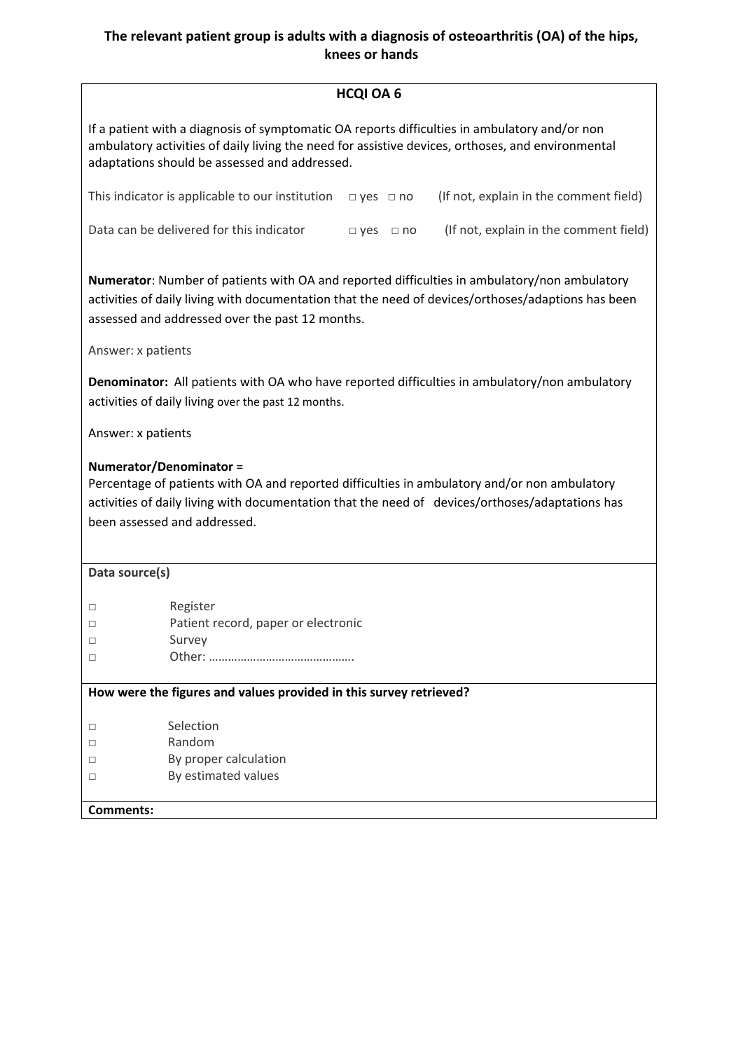**The relevant patient group is adults with a diagnosis of osteoarthritis (OA) of the hips, knees or hands**

## HCQI OA 6

If a patient with a diagnosis of symptomatic OA reports difficulties in ambulatory and/or non ambulatory activities of daily living the need for assistive devices, orthoses, and environmental adaptations should be assessed and addressed.

This indicator is applicable to our institution □ yes □ no (If not, explain in the comment field)

Data can be delivered for this indicator □ yes □ no (If not, explain in the comment field)

**Numerator**: Number of patients with OA and reported difficulties in ambulatory/non ambulatory activities of daily living with documentation that the need of devices/orthoses/adaptions has been assessed and addressed over the past 12 months.

Answer: x patients

**Denominator:** All patients with OA who have reported difficulties in ambulatory/non ambulatory activities of daily living over the past 12 months.

Answer: x patients

**Numerator/Denominator** =
Percentage of patients with OA and reported difficulties in ambulatory and/or non ambulatory activities of daily living with documentation that the need of devices/orthoses/adaptations has been assessed and addressed.

**Data source(s)**

- □ Register
- □ Patient record, paper or electronic
- □ Survey
- □ Other: ……………………………………….

**How were the figures and values provided in this survey retrieved?**

- □ Selection
- □ Random
- □ By proper calculation
- □ By estimated values

**Comments:**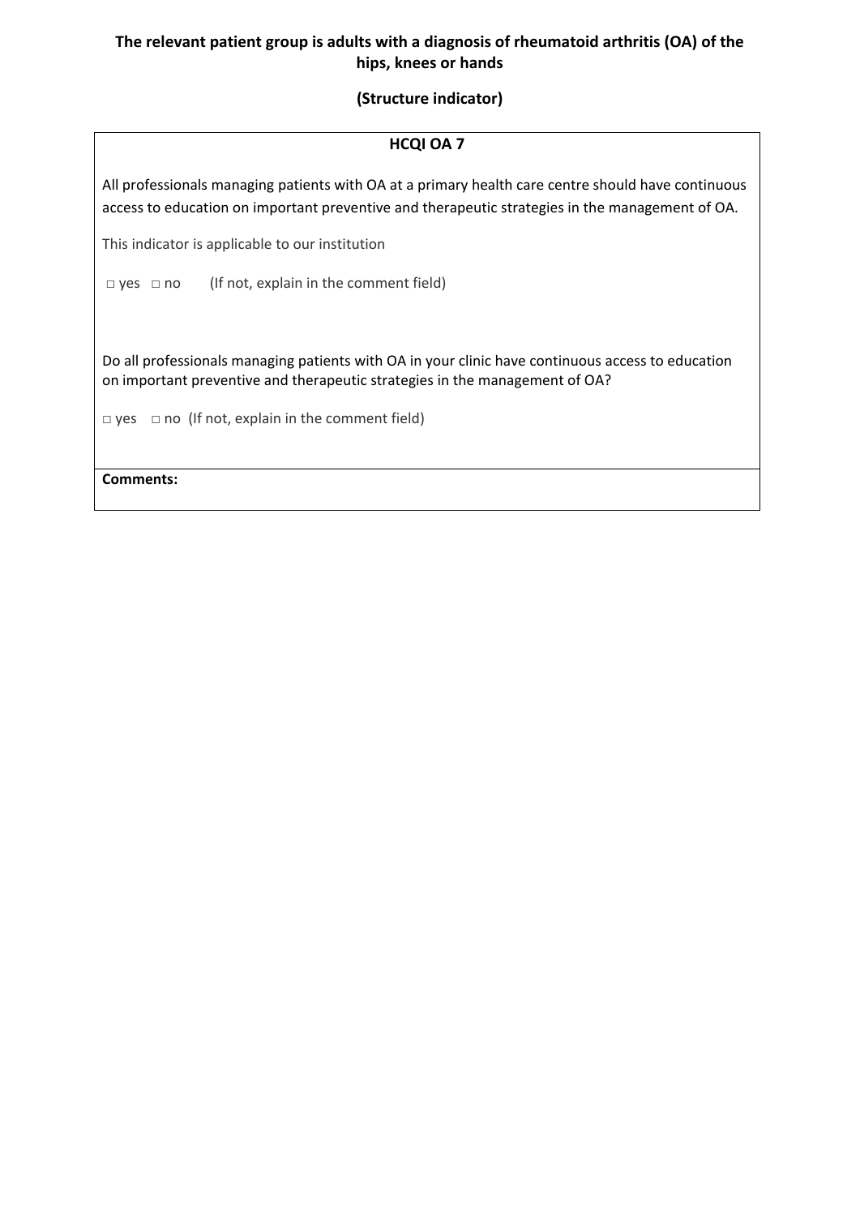**The relevant patient group is adults with a diagnosis of rheumatoid arthritis (OA) of the hips, knees or hands**

**(Structure indicator)**

**HCQI OA 7**

All professionals managing patients with OA at a primary health care centre should have continuous access to education on important preventive and therapeutic strategies in the management of OA.

This indicator is applicable to our institution

□ yes □ no (If not, explain in the comment field)

Do all professionals managing patients with OA in your clinic have continuous access to education on important preventive and therapeutic strategies in the management of OA?

□ yes □ no (If not, explain in the comment field)

**Comments:**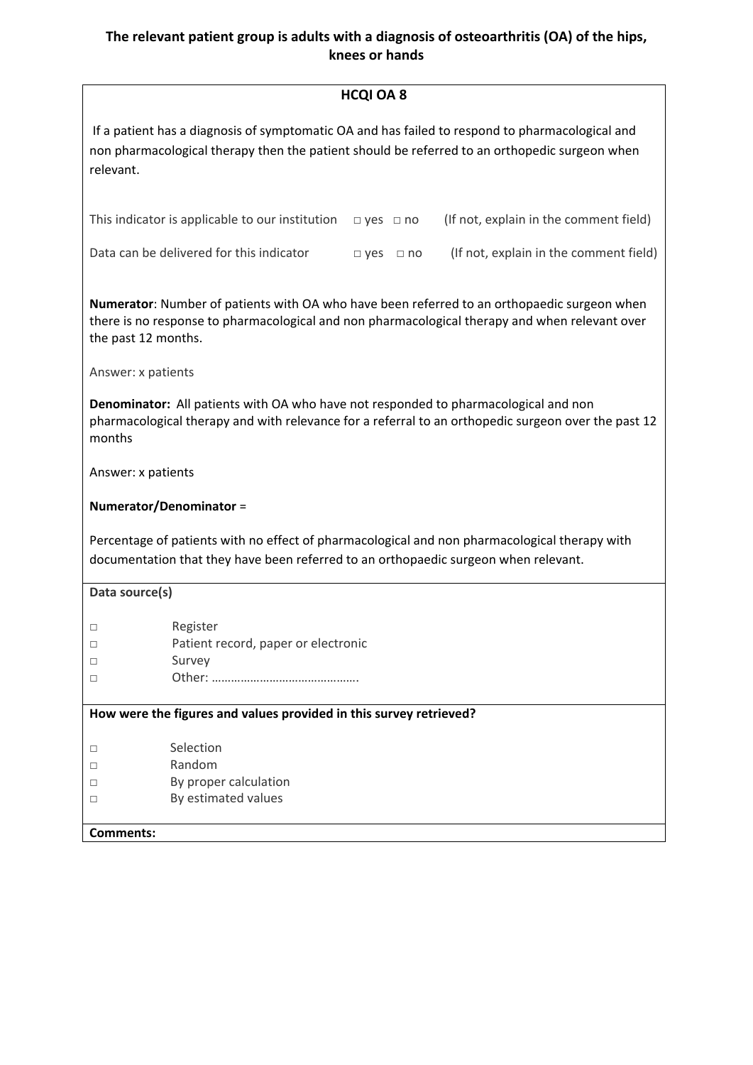**The relevant patient group is adults with a diagnosis of osteoarthritis (OA) of the hips, knees or hands**

## HCQI OA 8

If a patient has a diagnosis of symptomatic OA and has failed to respond to pharmacological and non pharmacological therapy then the patient should be referred to an orthopedic surgeon when relevant.

This indicator is applicable to our institution □ yes □ no (If not, explain in the comment field)

Data can be delivered for this indicator □ yes □ no (If not, explain in the comment field)

**Numerator**: Number of patients with OA who have been referred to an orthopaedic surgeon when there is no response to pharmacological and non pharmacological therapy and when relevant over the past 12 months.

Answer: x patients

**Denominator:** All patients with OA who have not responded to pharmacological and non pharmacological therapy and with relevance for a referral to an orthopedic surgeon over the past 12 months

Answer: x patients

**Numerator/Denominator** =

Percentage of patients with no effect of pharmacological and non pharmacological therapy with documentation that they have been referred to an orthopaedic surgeon when relevant.

**Data source(s)**

- □ Register
- □ Patient record, paper or electronic
- □ Survey
- □ Other: ……………………………………….

**How were the figures and values provided in this survey retrieved?**

- □ Selection
- □ Random
- □ By proper calculation
- □ By estimated values

**Comments:**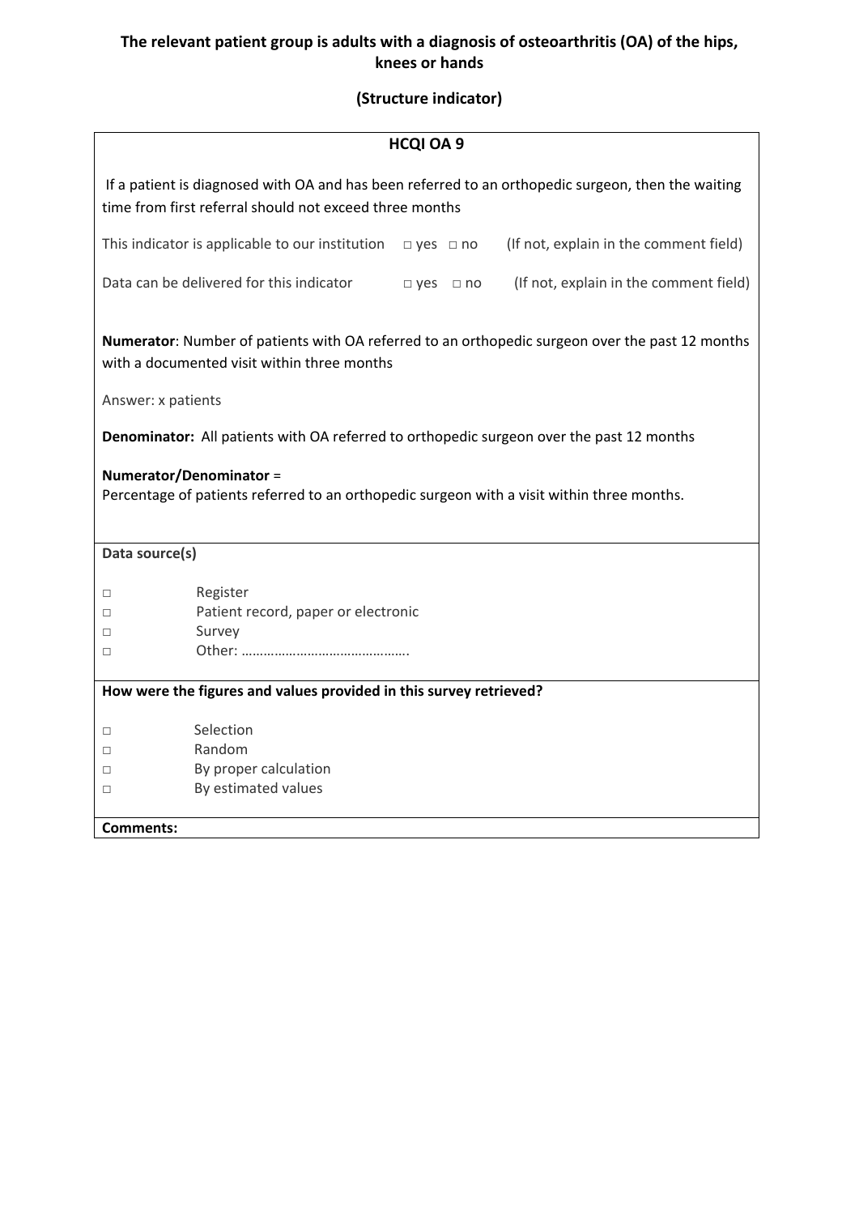**The relevant patient group is adults with a diagnosis of osteoarthritis (OA) of the hips, knees or hands**

**(Structure indicator)**

**HCQI OA 9**

If a patient is diagnosed with OA and has been referred to an orthopedic surgeon, then the waiting time from first referral should not exceed three months

This indicator is applicable to our institution □ yes □ no (If not, explain in the comment field)

Data can be delivered for this indicator □ yes □ no (If not, explain in the comment field)

**Numerator**: Number of patients with OA referred to an orthopedic surgeon over the past 12 months with a documented visit within three months

Answer: x patients

**Denominator:** All patients with OA referred to orthopedic surgeon over the past 12 months

**Numerator/Denominator** =
Percentage of patients referred to an orthopedic surgeon with a visit within three months.

**Data source(s)**

- □ Register
- □ Patient record, paper or electronic
- □ Survey
- □ Other: ……………………………………….

**How were the figures and values provided in this survey retrieved?**

- □ Selection
- □ Random
- □ By proper calculation
- □ By estimated values

**Comments:**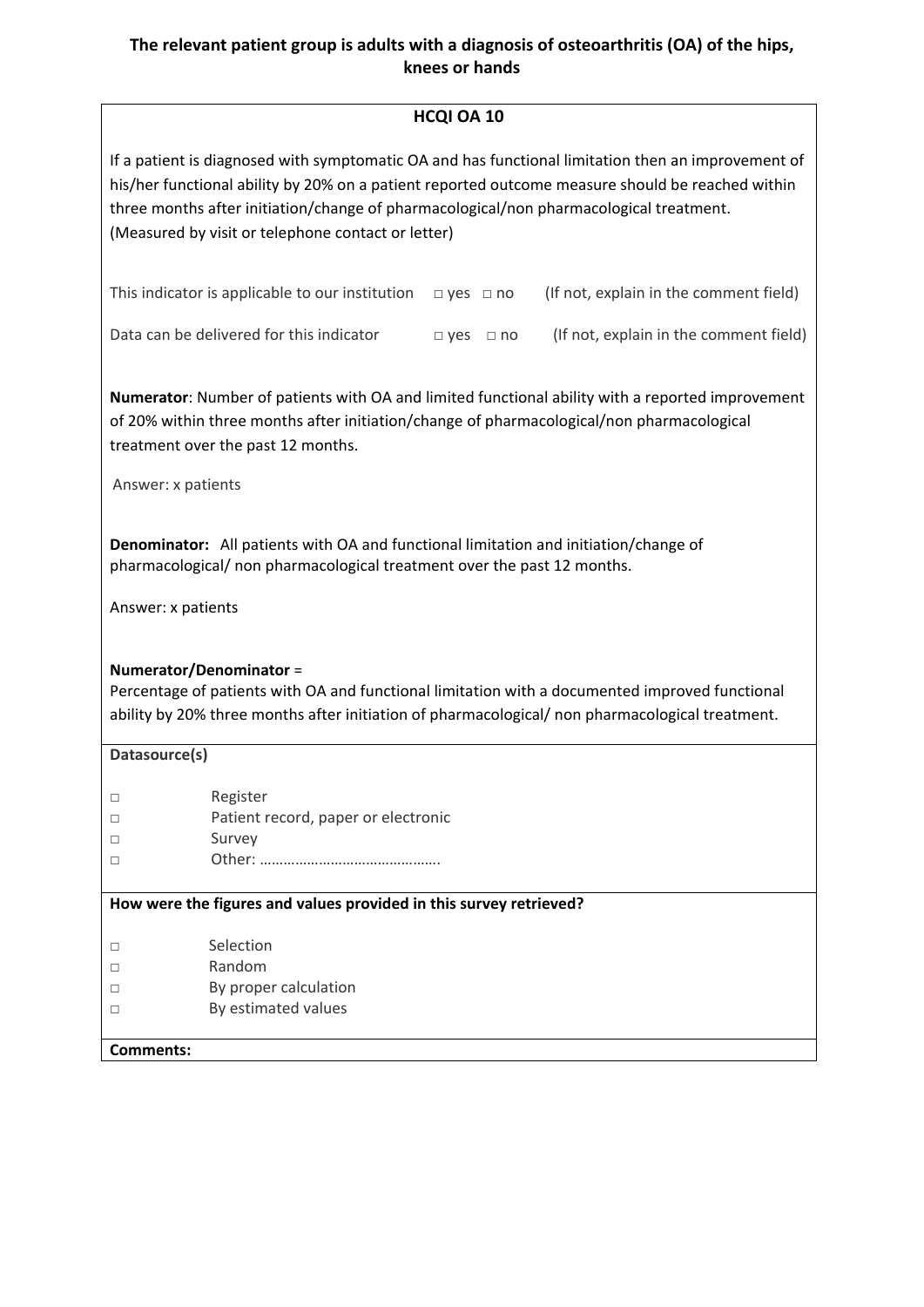**The relevant patient group is adults with a diagnosis of osteoarthritis (OA) of the hips, knees or hands**

## HCQI OA 10

If a patient is diagnosed with symptomatic OA and has functional limitation then an improvement of his/her functional ability by 20% on a patient reported outcome measure should be reached within three months after initiation/change of pharmacological/non pharmacological treatment. (Measured by visit or telephone contact or letter)

This indicator is applicable to our institution □ yes □ no (If not, explain in the comment field)

Data can be delivered for this indicator □ yes □ no (If not, explain in the comment field)

**Numerator**: Number of patients with OA and limited functional ability with a reported improvement of 20% within three months after initiation/change of pharmacological/non pharmacological treatment over the past 12 months.

Answer: x patients

**Denominator:** All patients with OA and functional limitation and initiation/change of pharmacological/ non pharmacological treatment over the past 12 months.

Answer: x patients

**Numerator/Denominator** =
Percentage of patients with OA and functional limitation with a documented improved functional ability by 20% three months after initiation of pharmacological/ non pharmacological treatment.

**Datasource(s)**

- □ Register
- □ Patient record, paper or electronic
- □ Survey
- □ Other: ……………………………………….

**How were the figures and values provided in this survey retrieved?**

- □ Selection
- □ Random
- □ By proper calculation
- □ By estimated values

**Comments:**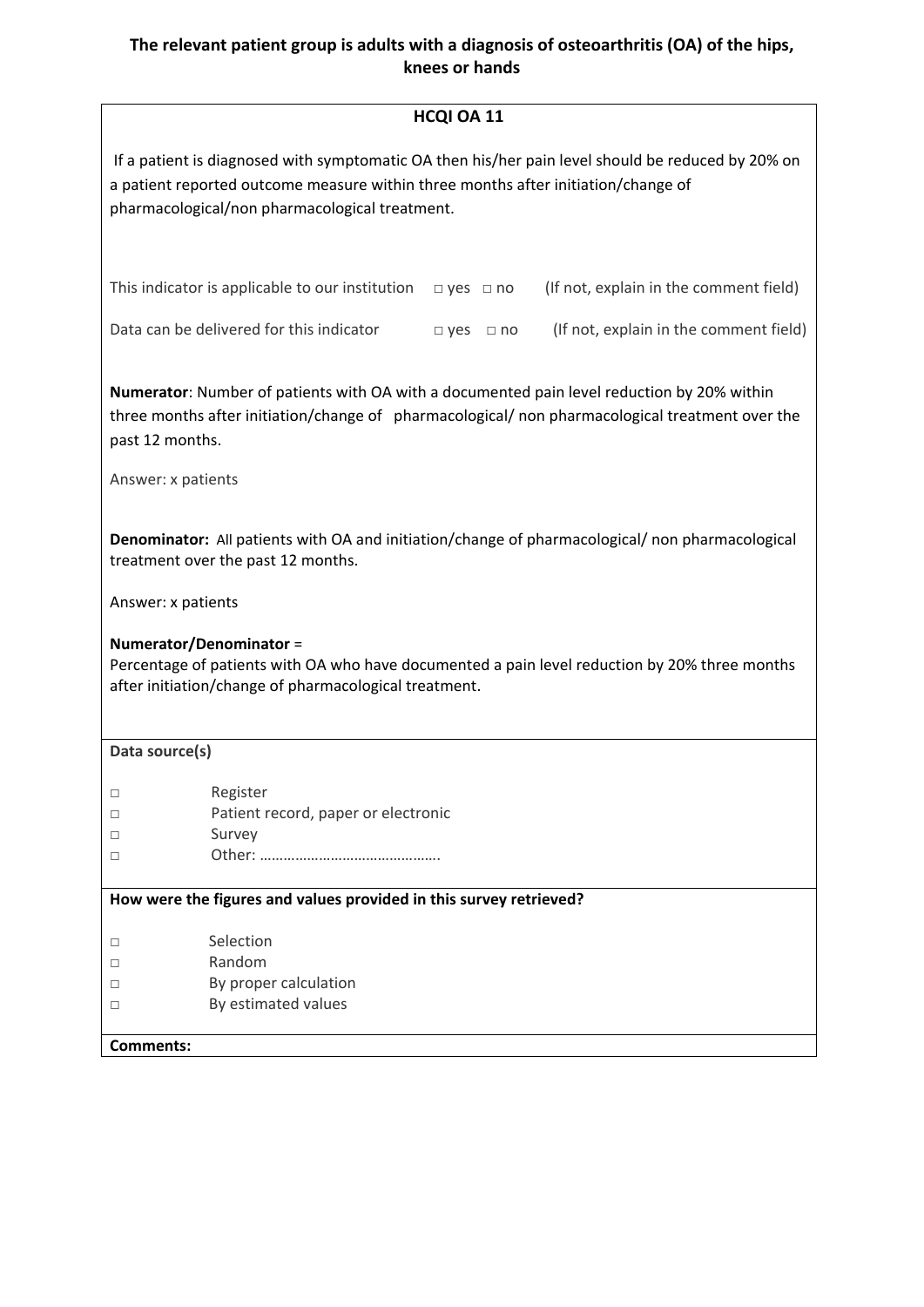**The relevant patient group is adults with a diagnosis of osteoarthritis (OA) of the hips, knees or hands**

## HCQI OA 11

If a patient is diagnosed with symptomatic OA then his/her pain level should be reduced by 20% on a patient reported outcome measure within three months after initiation/change of pharmacological/non pharmacological treatment.

This indicator is applicable to our institution □ yes □ no (If not, explain in the comment field)

Data can be delivered for this indicator □ yes □ no (If not, explain in the comment field)

**Numerator**: Number of patients with OA with a documented pain level reduction by 20% within three months after initiation/change of pharmacological/ non pharmacological treatment over the past 12 months.

Answer: x patients

**Denominator:** All patients with OA and initiation/change of pharmacological/ non pharmacological treatment over the past 12 months.

Answer: x patients

**Numerator/Denominator** =
Percentage of patients with OA who have documented a pain level reduction by 20% three months after initiation/change of pharmacological treatment.

**Data source(s)**

- □ Register
- □ Patient record, paper or electronic
- □ Survey
- □ Other: ……………………………………….

**How were the figures and values provided in this survey retrieved?**

- □ Selection
- □ Random
- □ By proper calculation
- □ By estimated values

**Comments:**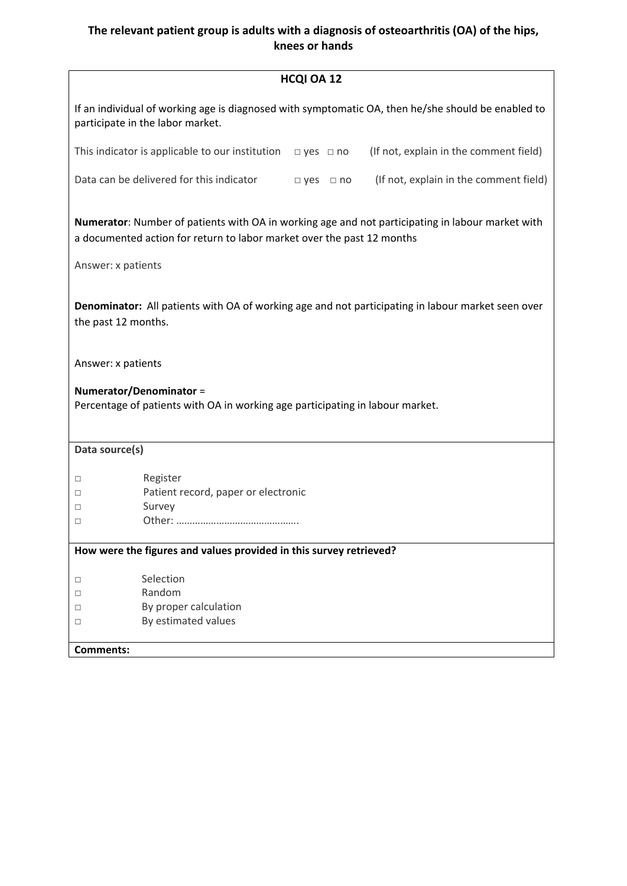**The relevant patient group is adults with a diagnosis of osteoarthritis (OA) of the hips, knees or hands**

**HCQI OA 12**

If an individual of working age is diagnosed with symptomatic OA, then he/she should be enabled to participate in the labor market.

This indicator is applicable to our institution □ yes □ no (If not, explain in the comment field)

Data can be delivered for this indicator □ yes □ no (If not, explain in the comment field)

**Numerator**: Number of patients with OA in working age and not participating in labour market with a documented action for return to labor market over the past 12 months

Answer: x patients

**Denominator:** All patients with OA of working age and not participating in labour market seen over the past 12 months.

Answer: x patients

**Numerator/Denominator** =
Percentage of patients with OA in working age participating in labour market.

**Data source(s)**

□ Register
□ Patient record, paper or electronic
□ Survey
□ Other: ……………………………………….

**How were the figures and values provided in this survey retrieved?**

□ Selection
□ Random
□ By proper calculation
□ By estimated values

**Comments:**